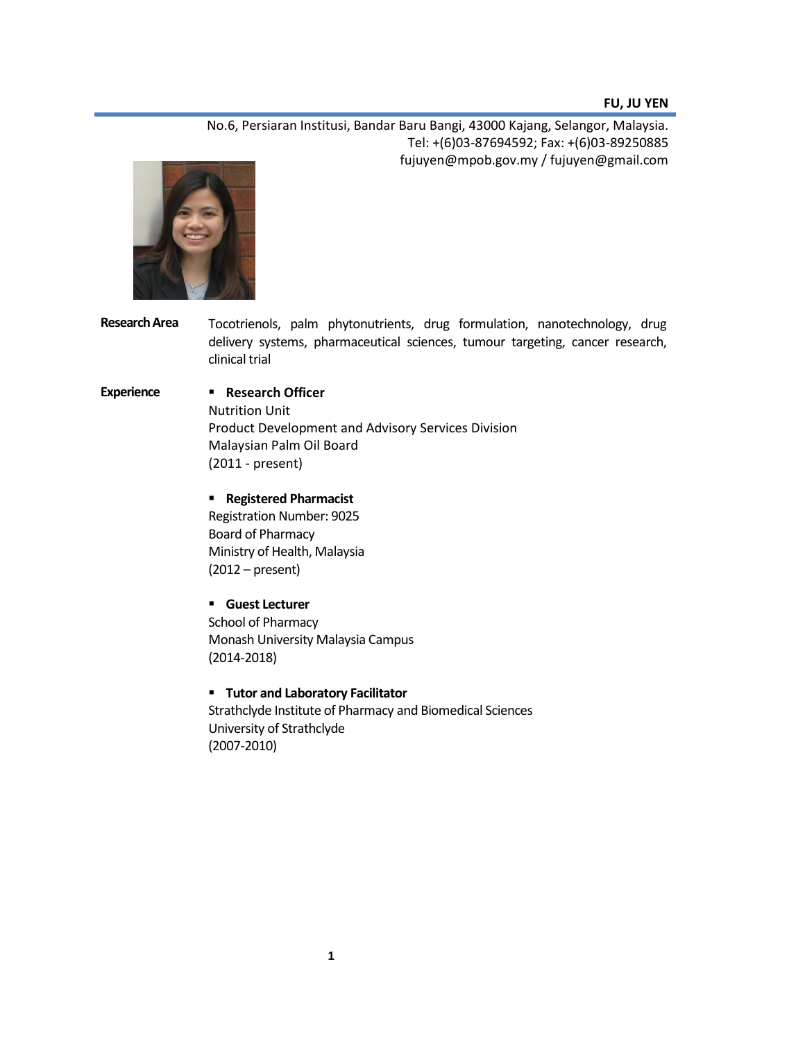# FU, JU YEN

No.6, Persiaran Institusi, Bandar Baru Bangi, 43000 Kajang, Selangor, Malaysia.
Tel: +(6)03-87694592; Fax: +(6)03-89250885
fujuyen@mpob.gov.my / fujuyen@gmail.com

**Research Area**

Tocotrienols, palm phytonutrients, drug formulation, nanotechnology, drug delivery systems, pharmaceutical sciences, tumour targeting, cancer research, clinical trial

**Experience**

- **Research Officer**
  Nutrition Unit
  Product Development and Advisory Services Division
  Malaysian Palm Oil Board
  (2011 - present)

- **Registered Pharmacist**
  Registration Number: 9025
  Board of Pharmacy
  Ministry of Health, Malaysia
  (2012 – present)

- **Guest Lecturer**
  School of Pharmacy
  Monash University Malaysia Campus
  (2014-2018)

- **Tutor and Laboratory Facilitator**
  Strathclyde Institute of Pharmacy and Biomedical Sciences
  University of Strathclyde
  (2007-2010)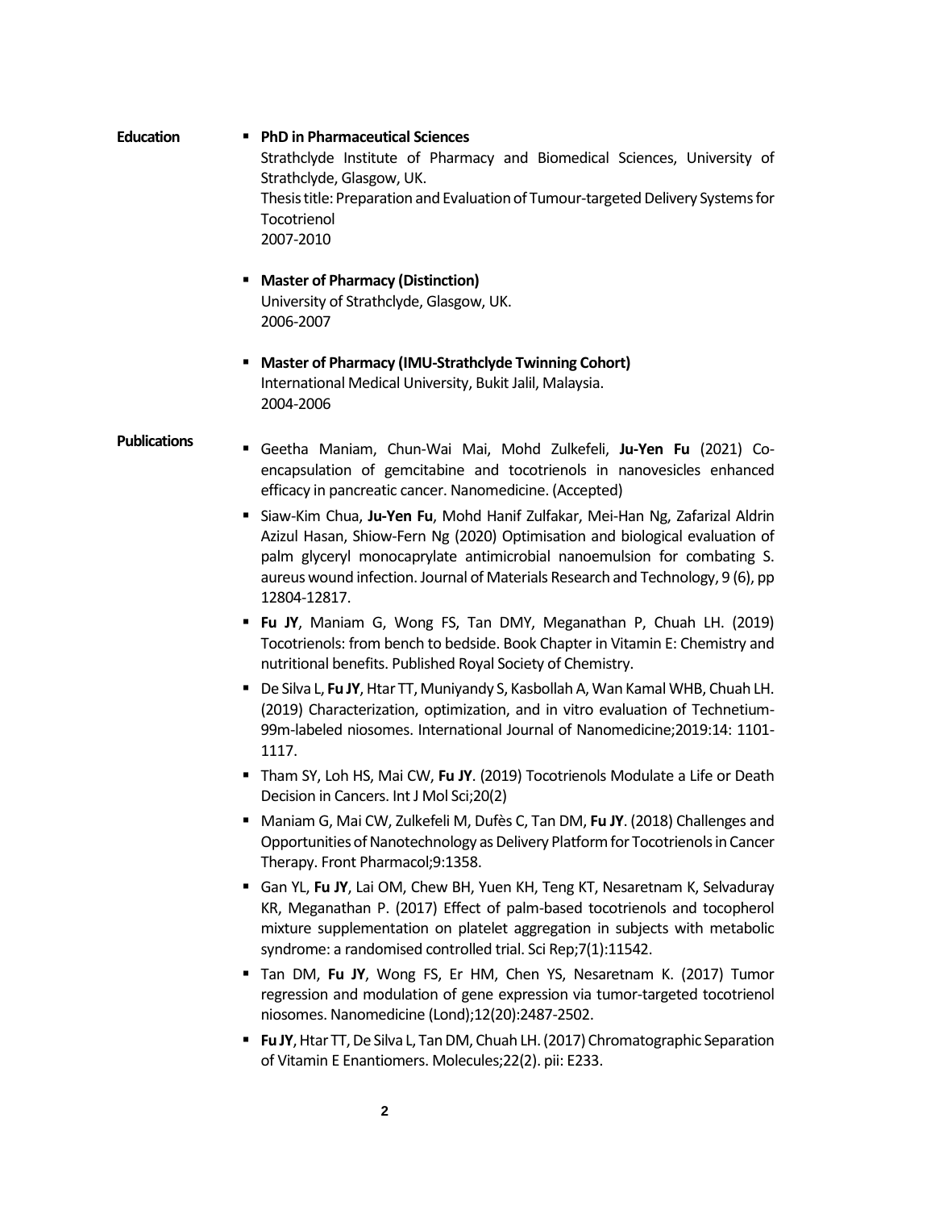## Education

- **PhD in Pharmaceutical Sciences**
  Strathclyde Institute of Pharmacy and Biomedical Sciences, University of Strathclyde, Glasgow, UK.
  Thesis title: Preparation and Evaluation of Tumour-targeted Delivery Systems for Tocotrienol
  2007-2010

- **Master of Pharmacy (Distinction)**
  University of Strathclyde, Glasgow, UK.
  2006-2007

- **Master of Pharmacy (IMU-Strathclyde Twinning Cohort)**
  International Medical University, Bukit Jalil, Malaysia.
  2004-2006

## Publications

- Geetha Maniam, Chun-Wai Mai, Mohd Zulkefeli, **Ju-Yen Fu** (2021) Co-encapsulation of gemcitabine and tocotrienols in nanovesicles enhanced efficacy in pancreatic cancer. Nanomedicine. (Accepted)
- Siaw-Kim Chua, **Ju-Yen Fu**, Mohd Hanif Zulfakar, Mei-Han Ng, Zafarizal Aldrin Azizul Hasan, Shiow-Fern Ng (2020) Optimisation and biological evaluation of palm glyceryl monocaprylate antimicrobial nanoemulsion for combating S. aureus wound infection. Journal of Materials Research and Technology, 9 (6), pp 12804-12817.
- **Fu JY**, Maniam G, Wong FS, Tan DMY, Meganathan P, Chuah LH. (2019) Tocotrienols: from bench to bedside. Book Chapter in Vitamin E: Chemistry and nutritional benefits. Published Royal Society of Chemistry.
- De Silva L, **Fu JY**, Htar TT, Muniyandy S, Kasbollah A, Wan Kamal WHB, Chuah LH. (2019) Characterization, optimization, and in vitro evaluation of Technetium-99m-labeled niosomes. International Journal of Nanomedicine;2019:14: 1101-1117.
- Tham SY, Loh HS, Mai CW, **Fu JY**. (2019) Tocotrienols Modulate a Life or Death Decision in Cancers. Int J Mol Sci;20(2)
- Maniam G, Mai CW, Zulkefeli M, Dufès C, Tan DM, **Fu JY**. (2018) Challenges and Opportunities of Nanotechnology as Delivery Platform for Tocotrienols in Cancer Therapy. Front Pharmacol;9:1358.
- Gan YL, **Fu JY**, Lai OM, Chew BH, Yuen KH, Teng KT, Nesaretnam K, Selvaduray KR, Meganathan P. (2017) Effect of palm-based tocotrienols and tocopherol mixture supplementation on platelet aggregation in subjects with metabolic syndrome: a randomised controlled trial. Sci Rep;7(1):11542.
- Tan DM, **Fu JY**, Wong FS, Er HM, Chen YS, Nesaretnam K. (2017) Tumor regression and modulation of gene expression via tumor-targeted tocotrienol niosomes. Nanomedicine (Lond);12(20):2487-2502.
- **Fu JY**, Htar TT, De Silva L, Tan DM, Chuah LH. (2017) Chromatographic Separation of Vitamin E Enantiomers. Molecules;22(2). pii: E233.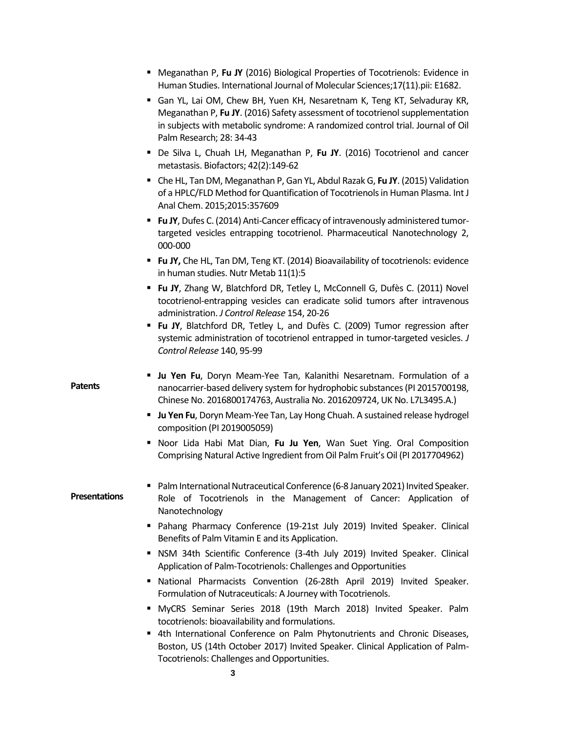- Meganathan P, **Fu JY** (2016) Biological Properties of Tocotrienols: Evidence in Human Studies. International Journal of Molecular Sciences;17(11).pii: E1682.
- Gan YL, Lai OM, Chew BH, Yuen KH, Nesaretnam K, Teng KT, Selvaduray KR, Meganathan P, **Fu JY**. (2016) Safety assessment of tocotrienol supplementation in subjects with metabolic syndrome: A randomized control trial. Journal of Oil Palm Research; 28: 34-43
- De Silva L, Chuah LH, Meganathan P, **Fu JY**. (2016) Tocotrienol and cancer metastasis. Biofactors; 42(2):149-62
- Che HL, Tan DM, Meganathan P, Gan YL, Abdul Razak G, **Fu JY**. (2015) Validation of a HPLC/FLD Method for Quantification of Tocotrienols in Human Plasma. Int J Anal Chem. 2015;2015:357609
- **Fu JY**, Dufes C. (2014) Anti-Cancer efficacy of intravenously administered tumor-targeted vesicles entrapping tocotrienol. Pharmaceutical Nanotechnology 2, 000-000
- **Fu JY,** Che HL, Tan DM, Teng KT. (2014) Bioavailability of tocotrienols: evidence in human studies. Nutr Metab 11(1):5
- **Fu JY**, Zhang W, Blatchford DR, Tetley L, McConnell G, Dufès C. (2011) Novel tocotrienol-entrapping vesicles can eradicate solid tumors after intravenous administration. *J Control Release* 154, 20-26
- **Fu JY**, Blatchford DR, Tetley L, and Dufès C. (2009) Tumor regression after systemic administration of tocotrienol entrapped in tumor-targeted vesicles. *J Control Release* 140, 95-99

**Patents**

- **Ju Yen Fu**, Doryn Meam-Yee Tan, Kalanithi Nesaretnam. Formulation of a nanocarrier-based delivery system for hydrophobic substances (PI 2015700198, Chinese No. 2016800174763, Australia No. 2016209724, UK No. L7L3495.A.)
- **Ju Yen Fu**, Doryn Meam-Yee Tan, Lay Hong Chuah. A sustained release hydrogel composition (PI 2019005059)
- Noor Lida Habi Mat Dian, **Fu Ju Yen**, Wan Suet Ying. Oral Composition Comprising Natural Active Ingredient from Oil Palm Fruit's Oil (PI 2017704962)

**Presentations**

- Palm International Nutraceutical Conference (6-8 January 2021) Invited Speaker. Role of Tocotrienols in the Management of Cancer: Application of Nanotechnology
- Pahang Pharmacy Conference (19-21st July 2019) Invited Speaker. Clinical Benefits of Palm Vitamin E and its Application.
- NSM 34th Scientific Conference (3-4th July 2019) Invited Speaker. Clinical Application of Palm-Tocotrienols: Challenges and Opportunities
- National Pharmacists Convention (26-28th April 2019) Invited Speaker. Formulation of Nutraceuticals: A Journey with Tocotrienols.
- MyCRS Seminar Series 2018 (19th March 2018) Invited Speaker. Palm tocotrienols: bioavailability and formulations.
- 4th International Conference on Palm Phytonutrients and Chronic Diseases, Boston, US (14th October 2017) Invited Speaker. Clinical Application of Palm-Tocotrienols: Challenges and Opportunities.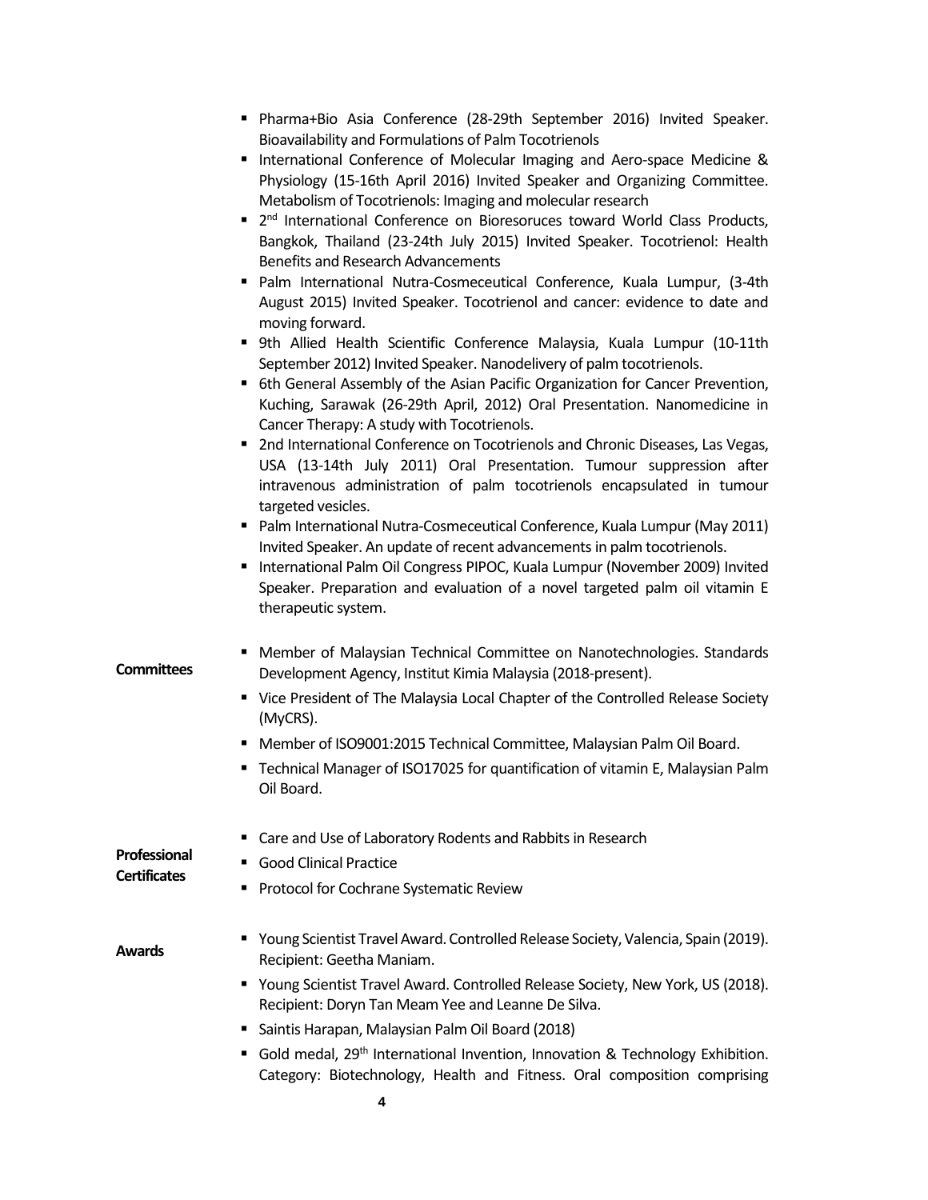- Pharma+Bio Asia Conference (28-29th September 2016) Invited Speaker. Bioavailability and Formulations of Palm Tocotrienols
- International Conference of Molecular Imaging and Aero-space Medicine & Physiology (15-16th April 2016) Invited Speaker and Organizing Committee. Metabolism of Tocotrienols: Imaging and molecular research
- 2nd International Conference on Bioresoruces toward World Class Products, Bangkok, Thailand (23-24th July 2015) Invited Speaker. Tocotrienol: Health Benefits and Research Advancements
- Palm International Nutra-Cosmeceutical Conference, Kuala Lumpur, (3-4th August 2015) Invited Speaker. Tocotrienol and cancer: evidence to date and moving forward.
- 9th Allied Health Scientific Conference Malaysia, Kuala Lumpur (10-11th September 2012) Invited Speaker. Nanodelivery of palm tocotrienols.
- 6th General Assembly of the Asian Pacific Organization for Cancer Prevention, Kuching, Sarawak (26-29th April, 2012) Oral Presentation. Nanomedicine in Cancer Therapy: A study with Tocotrienols.
- 2nd International Conference on Tocotrienols and Chronic Diseases, Las Vegas, USA (13-14th July 2011) Oral Presentation. Tumour suppression after intravenous administration of palm tocotrienols encapsulated in tumour targeted vesicles.
- Palm International Nutra-Cosmeceutical Conference, Kuala Lumpur (May 2011) Invited Speaker. An update of recent advancements in palm tocotrienols.
- International Palm Oil Congress PIPOC, Kuala Lumpur (November 2009) Invited Speaker. Preparation and evaluation of a novel targeted palm oil vitamin E therapeutic system.

**Committees**

- Member of Malaysian Technical Committee on Nanotechnologies. Standards Development Agency, Institut Kimia Malaysia (2018-present).
- Vice President of The Malaysia Local Chapter of the Controlled Release Society (MyCRS).
- Member of ISO9001:2015 Technical Committee, Malaysian Palm Oil Board.
- Technical Manager of ISO17025 for quantification of vitamin E, Malaysian Palm Oil Board.

**Professional Certificates**

- Care and Use of Laboratory Rodents and Rabbits in Research
- Good Clinical Practice
- Protocol for Cochrane Systematic Review

**Awards**

- Young Scientist Travel Award. Controlled Release Society, Valencia, Spain (2019). Recipient: Geetha Maniam.
- Young Scientist Travel Award. Controlled Release Society, New York, US (2018). Recipient: Doryn Tan Meam Yee and Leanne De Silva.
- Saintis Harapan, Malaysian Palm Oil Board (2018)
- Gold medal, 29th International Invention, Innovation & Technology Exhibition. Category: Biotechnology, Health and Fitness. Oral composition comprising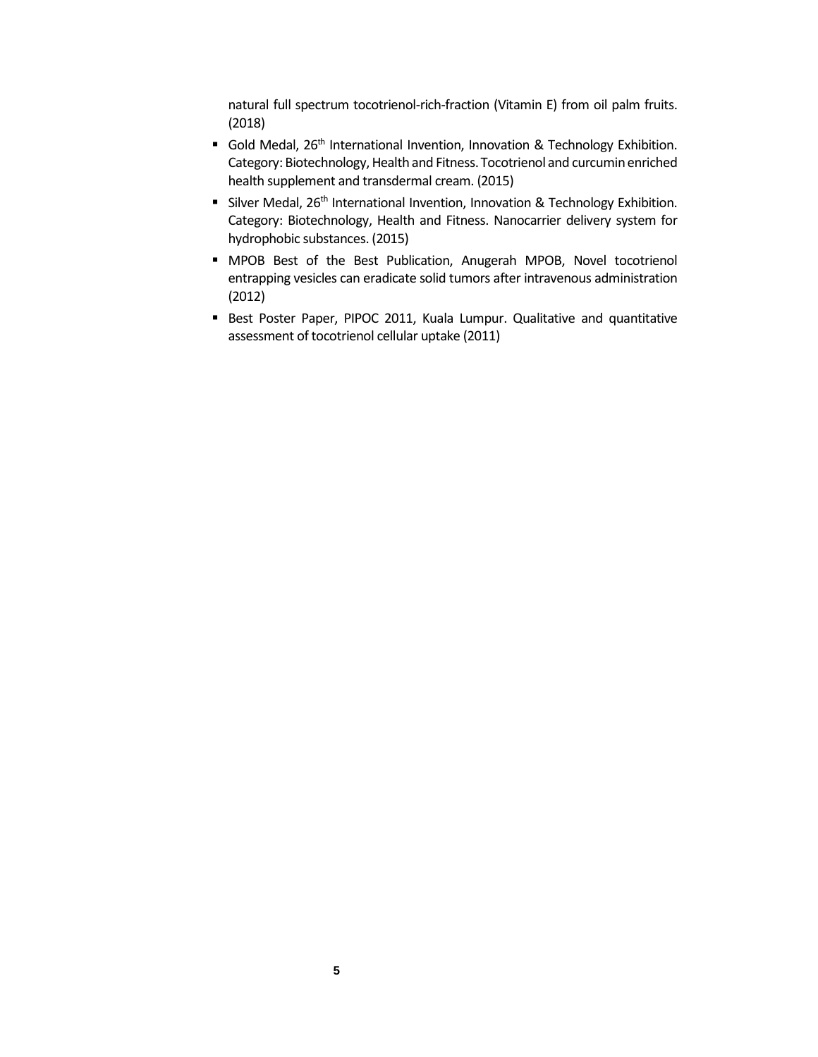natural full spectrum tocotrienol-rich-fraction (Vitamin E) from oil palm fruits. (2018)

- Gold Medal, 26th International Invention, Innovation & Technology Exhibition. Category: Biotechnology, Health and Fitness. Tocotrienol and curcumin enriched health supplement and transdermal cream. (2015)
- Silver Medal, 26th International Invention, Innovation & Technology Exhibition. Category: Biotechnology, Health and Fitness. Nanocarrier delivery system for hydrophobic substances. (2015)
- MPOB Best of the Best Publication, Anugerah MPOB, Novel tocotrienol entrapping vesicles can eradicate solid tumors after intravenous administration (2012)
- Best Poster Paper, PIPOC 2011, Kuala Lumpur. Qualitative and quantitative assessment of tocotrienol cellular uptake (2011)